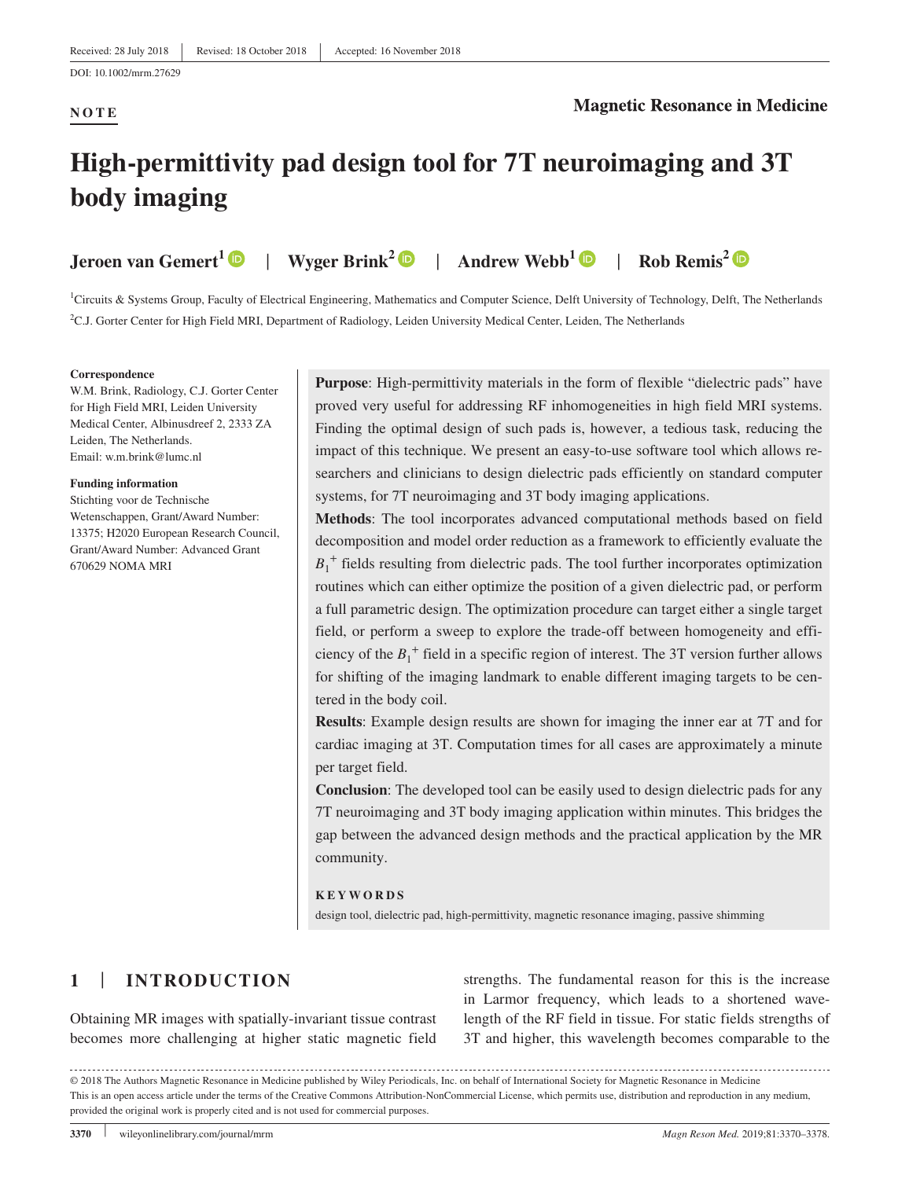Received: 28 July 2018 | Revised: 18 October 2018 | Accepted: 16 November 2018

DOI: 10.1002/mrm.27629

**NOTE**

# High-permittivity pad design tool for 7T neuroimaging and 3T body imaging

**Jeroen van Gemert**[1] | **Wyger Brink**[2] | **Andrew Webb**[1] | **Rob Remis**[2]

[1]Circuits & Systems Group, Faculty of Electrical Engineering, Mathematics and Computer Science, Delft University of Technology, Delft, The Netherlands

[2]C.J. Gorter Center for High Field MRI, Department of Radiology, Leiden University Medical Center, Leiden, The Netherlands

**Correspondence**
W.M. Brink, Radiology, C.J. Gorter Center for High Field MRI, Leiden University Medical Center, Albinusdreef 2, 2333 ZA Leiden, The Netherlands.
Email: w.m.brink@lumc.nl

**Funding information**
Stichting voor de Technische Wetenschappen, Grant/Award Number: 13375; H2020 European Research Council, Grant/Award Number: Advanced Grant 670629 NOMA MRI

**Purpose**: High-permittivity materials in the form of flexible "dielectric pads" have proved very useful for addressing RF inhomogeneities in high field MRI systems. Finding the optimal design of such pads is, however, a tedious task, reducing the impact of this technique. We present an easy-to-use software tool which allows researchers and clinicians to design dielectric pads efficiently on standard computer systems, for 7T neuroimaging and 3T body imaging applications.

**Methods**: The tool incorporates advanced computational methods based on field decomposition and model order reduction as a framework to efficiently evaluate the $B_1^+$ fields resulting from dielectric pads. The tool further incorporates optimization routines which can either optimize the position of a given dielectric pad, or perform a full parametric design. The optimization procedure can target either a single target field, or perform a sweep to explore the trade-off between homogeneity and efficiency of the $B_1^+$ field in a specific region of interest. The 3T version further allows for shifting of the imaging landmark to enable different imaging targets to be centered in the body coil.

**Results**: Example design results are shown for imaging the inner ear at 7T and for cardiac imaging at 3T. Computation times for all cases are approximately a minute per target field.

**Conclusion**: The developed tool can be easily used to design dielectric pads for any 7T neuroimaging and 3T body imaging application within minutes. This bridges the gap between the advanced design methods and the practical application by the MR community.

**KEYWORDS**

design tool, dielectric pad, high-permittivity, magnetic resonance imaging, passive shimming

## 1 | INTRODUCTION

Obtaining MR images with spatially-invariant tissue contrast becomes more challenging at higher static magnetic field strengths. The fundamental reason for this is the increase in Larmor frequency, which leads to a shortened wavelength of the RF field in tissue. For static fields strengths of 3T and higher, this wavelength becomes comparable to the

© 2018 The Authors Magnetic Resonance in Medicine published by Wiley Periodicals, Inc. on behalf of International Society for Magnetic Resonance in Medicine
This is an open access article under the terms of the Creative Commons Attribution-NonCommercial License, which permits use, distribution and reproduction in any medium, provided the original work is properly cited and is not used for commercial purposes.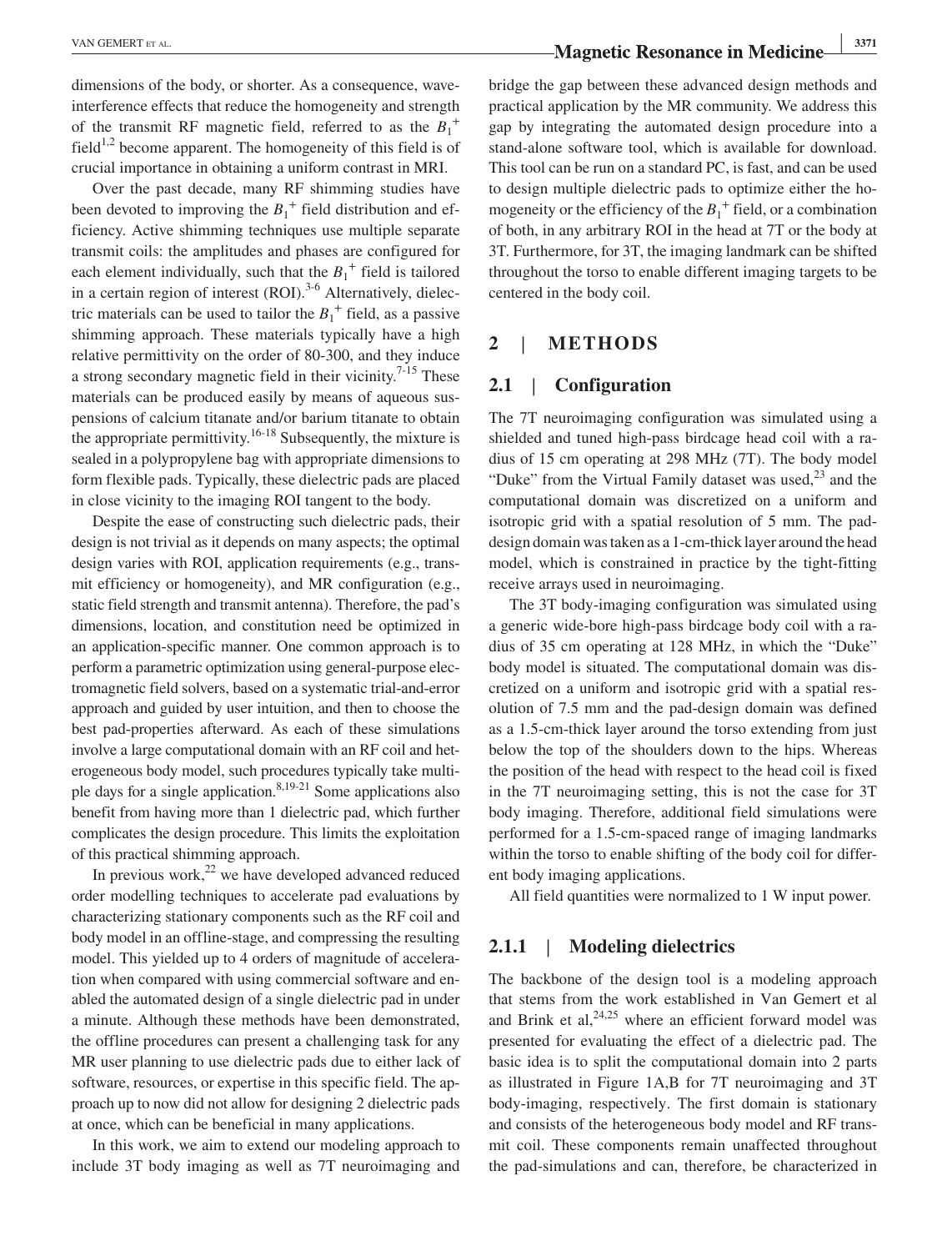dimensions of the body, or shorter. As a consequence, wave-interference effects that reduce the homogeneity and strength of the transmit RF magnetic field, referred to as the $B_1^+$ field[1,2] become apparent. The homogeneity of this field is of crucial importance in obtaining a uniform contrast in MRI.

Over the past decade, many RF shimming studies have been devoted to improving the $B_1^+$ field distribution and efficiency. Active shimming techniques use multiple separate transmit coils: the amplitudes and phases are configured for each element individually, such that the $B_1^+$ field is tailored in a certain region of interest (ROI).[3-6] Alternatively, dielectric materials can be used to tailor the $B_1^+$ field, as a passive shimming approach. These materials typically have a high relative permittivity on the order of 80-300, and they induce a strong secondary magnetic field in their vicinity.[7-15] These materials can be produced easily by means of aqueous suspensions of calcium titanate and/or barium titanate to obtain the appropriate permittivity.[16-18] Subsequently, the mixture is sealed in a polypropylene bag with appropriate dimensions to form flexible pads. Typically, these dielectric pads are placed in close vicinity to the imaging ROI tangent to the body.

Despite the ease of constructing such dielectric pads, their design is not trivial as it depends on many aspects; the optimal design varies with ROI, application requirements (e.g., transmit efficiency or homogeneity), and MR configuration (e.g., static field strength and transmit antenna). Therefore, the pad's dimensions, location, and constitution need be optimized in an application-specific manner. One common approach is to perform a parametric optimization using general-purpose electromagnetic field solvers, based on a systematic trial-and-error approach and guided by user intuition, and then to choose the best pad-properties afterward. As each of these simulations involve a large computational domain with an RF coil and heterogeneous body model, such procedures typically take multiple days for a single application.[8,19-21] Some applications also benefit from having more than 1 dielectric pad, which further complicates the design procedure. This limits the exploitation of this practical shimming approach.

In previous work,[22] we have developed advanced reduced order modelling techniques to accelerate pad evaluations by characterizing stationary components such as the RF coil and body model in an offline-stage, and compressing the resulting model. This yielded up to 4 orders of magnitude of acceleration when compared with using commercial software and enabled the automated design of a single dielectric pad in under a minute. Although these methods have been demonstrated, the offline procedures can present a challenging task for any MR user planning to use dielectric pads due to either lack of software, resources, or expertise in this specific field. The approach up to now did not allow for designing 2 dielectric pads at once, which can be beneficial in many applications.

In this work, we aim to extend our modeling approach to include 3T body imaging as well as 7T neuroimaging and bridge the gap between these advanced design methods and practical application by the MR community. We address this gap by integrating the automated design procedure into a stand-alone software tool, which is available for download. This tool can be run on a standard PC, is fast, and can be used to design multiple dielectric pads to optimize either the homogeneity or the efficiency of the $B_1^+$ field, or a combination of both, in any arbitrary ROI in the head at 7T or the body at 3T. Furthermore, for 3T, the imaging landmark can be shifted throughout the torso to enable different imaging targets to be centered in the body coil.

## 2 | METHODS

### 2.1 | Configuration

The 7T neuroimaging configuration was simulated using a shielded and tuned high-pass birdcage head coil with a radius of 15 cm operating at 298 MHz (7T). The body model "Duke" from the Virtual Family dataset was used,[23] and the computational domain was discretized on a uniform and isotropic grid with a spatial resolution of 5 mm. The pad-design domain was taken as a 1-cm-thick layer around the head model, which is constrained in practice by the tight-fitting receive arrays used in neuroimaging.

The 3T body-imaging configuration was simulated using a generic wide-bore high-pass birdcage body coil with a radius of 35 cm operating at 128 MHz, in which the "Duke" body model is situated. The computational domain was discretized on a uniform and isotropic grid with a spatial resolution of 7.5 mm and the pad-design domain was defined as a 1.5-cm-thick layer around the torso extending from just below the top of the shoulders down to the hips. Whereas the position of the head with respect to the head coil is fixed in the 7T neuroimaging setting, this is not the case for 3T body imaging. Therefore, additional field simulations were performed for a 1.5-cm-spaced range of imaging landmarks within the torso to enable shifting of the body coil for different body imaging applications.

All field quantities were normalized to 1 W input power.

#### 2.1.1 | Modeling dielectrics

The backbone of the design tool is a modeling approach that stems from the work established in Van Gemert et al and Brink et al,[24,25] where an efficient forward model was presented for evaluating the effect of a dielectric pad. The basic idea is to split the computational domain into 2 parts as illustrated in Figure 1A,B for 7T neuroimaging and 3T body-imaging, respectively. The first domain is stationary and consists of the heterogeneous body model and RF transmit coil. These components remain unaffected throughout the pad-simulations and can, therefore, be characterized in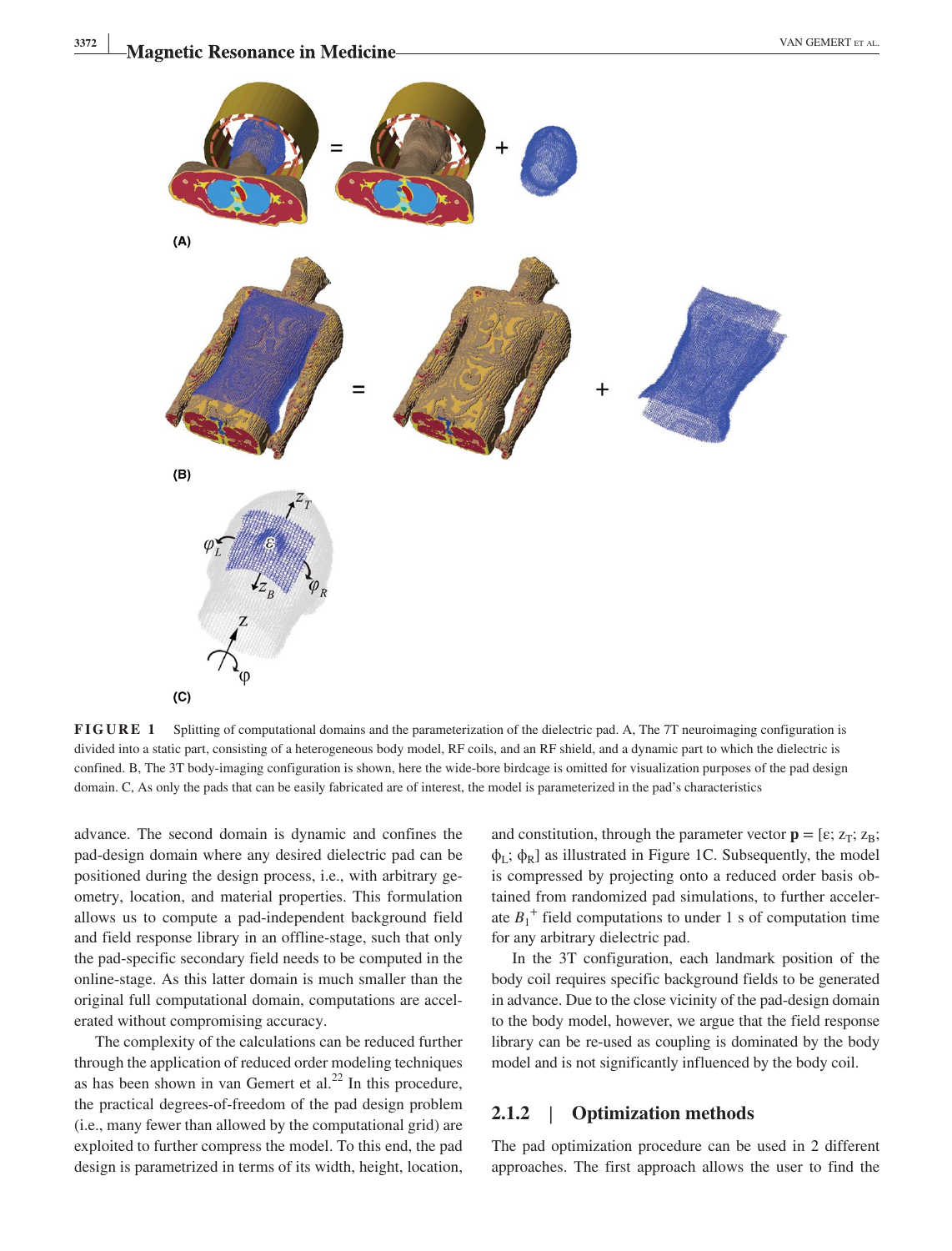(A)

=

+

(B)

=

+

(C)

$z_T$

$\varphi_L$

$\varepsilon$

$z_B$

$\varphi_R$

$z$

$\varphi$

**FIGURE 1** Splitting of computational domains and the parameterization of the dielectric pad. A, The 7T neuroimaging configuration is divided into a static part, consisting of a heterogeneous body model, RF coils, and an RF shield, and a dynamic part to which the dielectric is confined. B, The 3T body-imaging configuration is shown, here the wide-bore birdcage is omitted for visualization purposes of the pad design domain. C, As only the pads that can be easily fabricated are of interest, the model is parameterized in the pad's characteristics

advance. The second domain is dynamic and confines the pad-design domain where any desired dielectric pad can be positioned during the design process, i.e., with arbitrary geometry, location, and material properties. This formulation allows us to compute a pad-independent background field and field response library in an offline-stage, such that only the pad-specific secondary field needs to be computed in the online-stage. As this latter domain is much smaller than the original full computational domain, computations are accelerated without compromising accuracy.

The complexity of the calculations can be reduced further through the application of reduced order modeling techniques as has been shown in van Gemert et al.[22] In this procedure, the practical degrees-of-freedom of the pad design problem (i.e., many fewer than allowed by the computational grid) are exploited to further compress the model. To this end, the pad design is parametrized in terms of its width, height, location, and constitution, through the parameter vector $\mathbf{p} = [\varepsilon; z_T; z_B; \phi_L; \phi_R]$ as illustrated in Figure 1C. Subsequently, the model is compressed by projecting onto a reduced order basis obtained from randomized pad simulations, to further accelerate $B_1^+$ field computations to under 1 s of computation time for any arbitrary dielectric pad.

In the 3T configuration, each landmark position of the body coil requires specific background fields to be generated in advance. Due to the close vicinity of the pad-design domain to the body model, however, we argue that the field response library can be re-used as coupling is dominated by the body model and is not significantly influenced by the body coil.

### 2.1.2 | Optimization methods

The pad optimization procedure can be used in 2 different approaches. The first approach allows the user to find the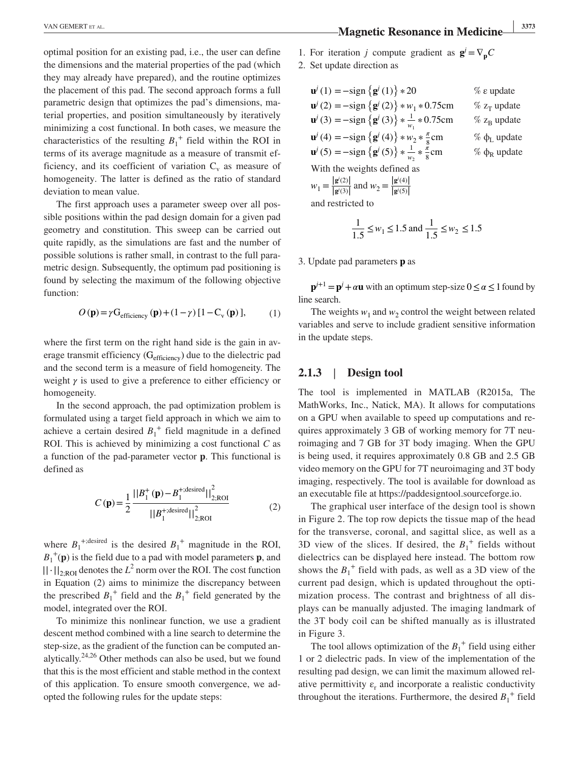optimal position for an existing pad, i.e., the user can define the dimensions and the material properties of the pad (which they may already have prepared), and the routine optimizes the placement of this pad. The second approach forms a full parametric design that optimizes the pad's dimensions, material properties, and position simultaneously by iteratively minimizing a cost functional. In both cases, we measure the characteristics of the resulting $B_1^+$ field within the ROI in terms of its average magnitude as a measure of transmit efficiency, and its coefficient of variation $C_v$ as measure of homogeneity. The latter is defined as the ratio of standard deviation to mean value.

The first approach uses a parameter sweep over all possible positions within the pad design domain for a given pad geometry and constitution. This sweep can be carried out quite rapidly, as the simulations are fast and the number of possible solutions is rather small, in contrast to the full parametric design. Subsequently, the optimum pad positioning is found by selecting the maximum of the following objective function:

$$O(\mathbf{p}) = \gamma G_{\text{efficiency}}(\mathbf{p}) + (1-\gamma)\left[1 - C_v(\mathbf{p})\right], \tag{1}$$

where the first term on the right hand side is the gain in average transmit efficiency ($G_{\text{efficiency}}$) due to the dielectric pad and the second term is a measure of field homogeneity. The weight $\gamma$ is used to give a preference to either efficiency or homogeneity.

In the second approach, the pad optimization problem is formulated using a target field approach in which we aim to achieve a certain desired $B_1^+$ field magnitude in a defined ROI. This is achieved by minimizing a cost functional $C$ as a function of the pad-parameter vector $\mathbf{p}$. This functional is defined as

$$C(\mathbf{p}) = \frac{1}{2}\frac{\left\|B_1^+(\mathbf{p}) - B_1^{+;\text{desired}}\right\|_{2;\text{ROI}}^2}{\left\|B_1^{+;\text{desired}}\right\|_{2;\text{ROI}}^2} \tag{2}$$

where $B_1^{+;\text{desired}}$ is the desired $B_1^+$ magnitude in the ROI, $B_1^+(\mathbf{p})$ is the field due to a pad with model parameters $\mathbf{p}$, and $\|\cdot\|_{2;\text{ROI}}$ denotes the $L^2$ norm over the ROI. The cost function in Equation (2) aims to minimize the discrepancy between the prescribed $B_1^+$ field and the $B_1^+$ field generated by the model, integrated over the ROI.

To minimize this nonlinear function, we use a gradient descent method combined with a line search to determine the step-size, as the gradient of the function can be computed analytically.[24,26] Other methods can also be used, but we found that this is the most efficient and stable method in the context of this application. To ensure smooth convergence, we adopted the following rules for the update steps:

1. For iteration $j$ compute gradient as $\mathbf{g}^j = \nabla_{\mathbf{p}} C$
2. Set update direction as

$$\begin{aligned}
\mathbf{u}^j(1) &= -\text{sign}\left\{\mathbf{g}^j(1)\right\} * 20 && \%\ \varepsilon \text{ update}\\
\mathbf{u}^j(2) &= -\text{sign}\left\{\mathbf{g}^j(2)\right\} * w_1 * 0.75\text{cm} && \%\ z_T \text{ update}\\
\mathbf{u}^j(3) &= -\text{sign}\left\{\mathbf{g}^j(3)\right\} * \tfrac{1}{w_1} * 0.75\text{cm} && \%\ z_B \text{ update}\\
\mathbf{u}^j(4) &= -\text{sign}\left\{\mathbf{g}^j(4)\right\} * w_2 * \tfrac{\pi}{8}\text{cm} && \%\ \phi_L \text{ update}\\
\mathbf{u}^j(5) &= -\text{sign}\left\{\mathbf{g}^j(5)\right\} * \tfrac{1}{w_2} * \tfrac{\pi}{8}\text{cm} && \%\ \phi_R \text{ update}
\end{aligned}$$

With the weights defined as

$w_1 = \frac{|\mathbf{g}^j(2)|}{|\mathbf{g}^j(3)|}$ and $w_2 = \frac{|\mathbf{g}^j(4)|}{|\mathbf{g}^j(5)|}$

and restricted to

$$\frac{1}{1.5} \leq w_1 \leq 1.5 \text{ and } \frac{1}{1.5} \leq w_2 \leq 1.5$$

3. Update pad parameters $\mathbf{p}$ as

$\mathbf{p}^{j+1} = \mathbf{p}^j + \alpha \mathbf{u}$ with an optimum step-size $0 \leq \alpha \leq 1$ found by line search.

The weights $w_1$ and $w_2$ control the weight between related variables and serve to include gradient sensitive information in the update steps.

### 2.1.3 | Design tool

The tool is implemented in MATLAB (R2015a, The MathWorks, Inc., Natick, MA). It allows for computations on a GPU when available to speed up computations and requires approximately 3 GB of working memory for 7T neuroimaging and 7 GB for 3T body imaging. When the GPU is being used, it requires approximately 0.8 GB and 2.5 GB video memory on the GPU for 7T neuroimaging and 3T body imaging, respectively. The tool is available for download as an executable file at https://paddesigntool.sourceforge.io.

The graphical user interface of the design tool is shown in Figure 2. The top row depicts the tissue map of the head for the transverse, coronal, and sagittal slice, as well as a 3D view of the slices. If desired, the $B_1^+$ fields without dielectrics can be displayed here instead. The bottom row shows the $B_1^+$ field with pads, as well as a 3D view of the current pad design, which is updated throughout the optimization process. The contrast and brightness of all displays can be manually adjusted. The imaging landmark of the 3T body coil can be shifted manually as is illustrated in Figure 3.

The tool allows optimization of the $B_1^+$ field using either 1 or 2 dielectric pads. In view of the implementation of the resulting pad design, we can limit the maximum allowed relative permittivity $\varepsilon_r$ and incorporate a realistic conductivity throughout the iterations. Furthermore, the desired $B_1^+$ field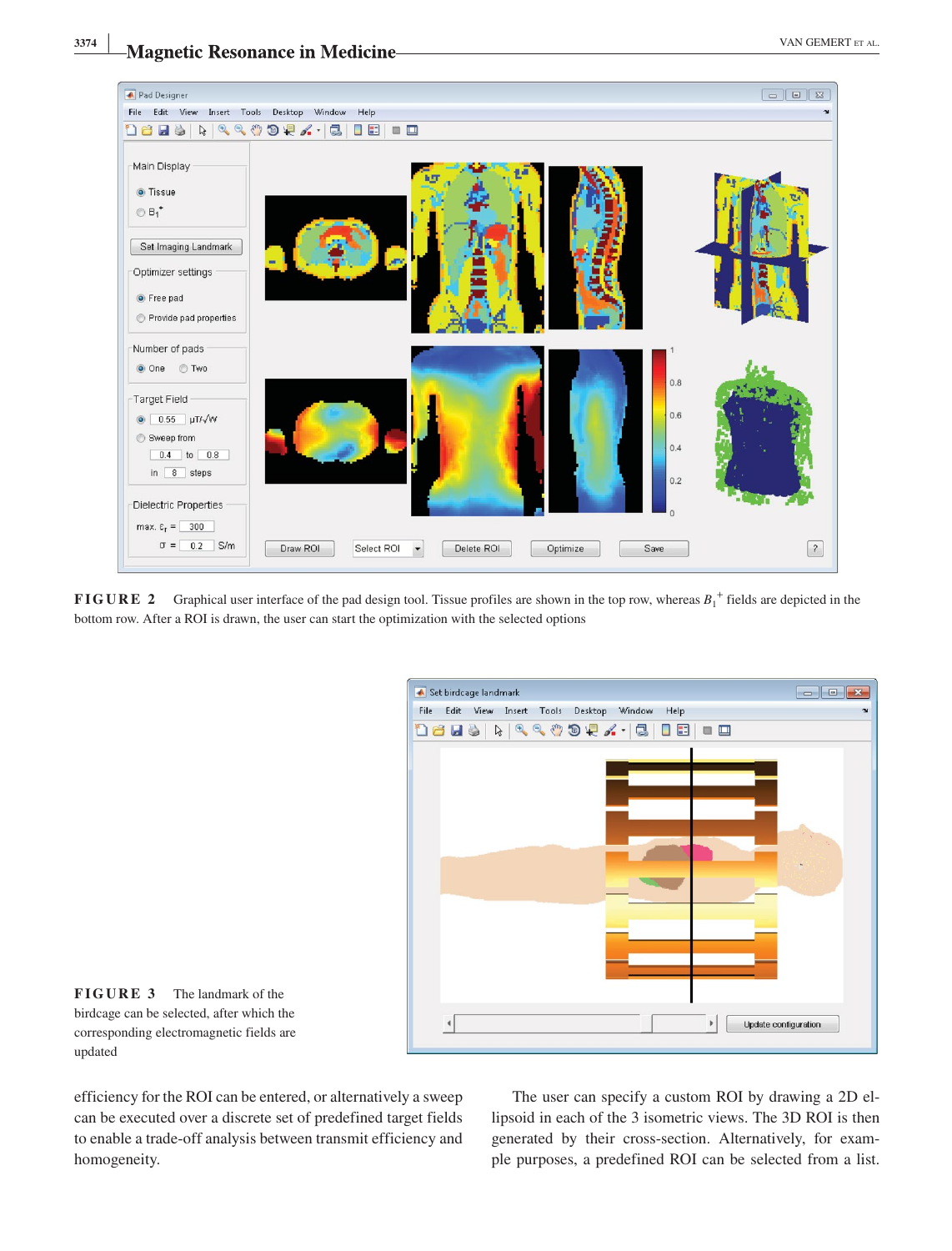**FIGURE 2** Graphical user interface of the pad design tool. Tissue profiles are shown in the top row, whereas $B_1^+$ fields are depicted in the bottom row. After a ROI is drawn, the user can start the optimization with the selected options

**FIGURE 3** The landmark of the birdcage can be selected, after which the corresponding electromagnetic fields are updated

efficiency for the ROI can be entered, or alternatively a sweep can be executed over a discrete set of predefined target fields to enable a trade-off analysis between transmit efficiency and homogeneity.

The user can specify a custom ROI by drawing a 2D ellipsoid in each of the 3 isometric views. The 3D ROI is then generated by their cross-section. Alternatively, for example purposes, a predefined ROI can be selected from a list.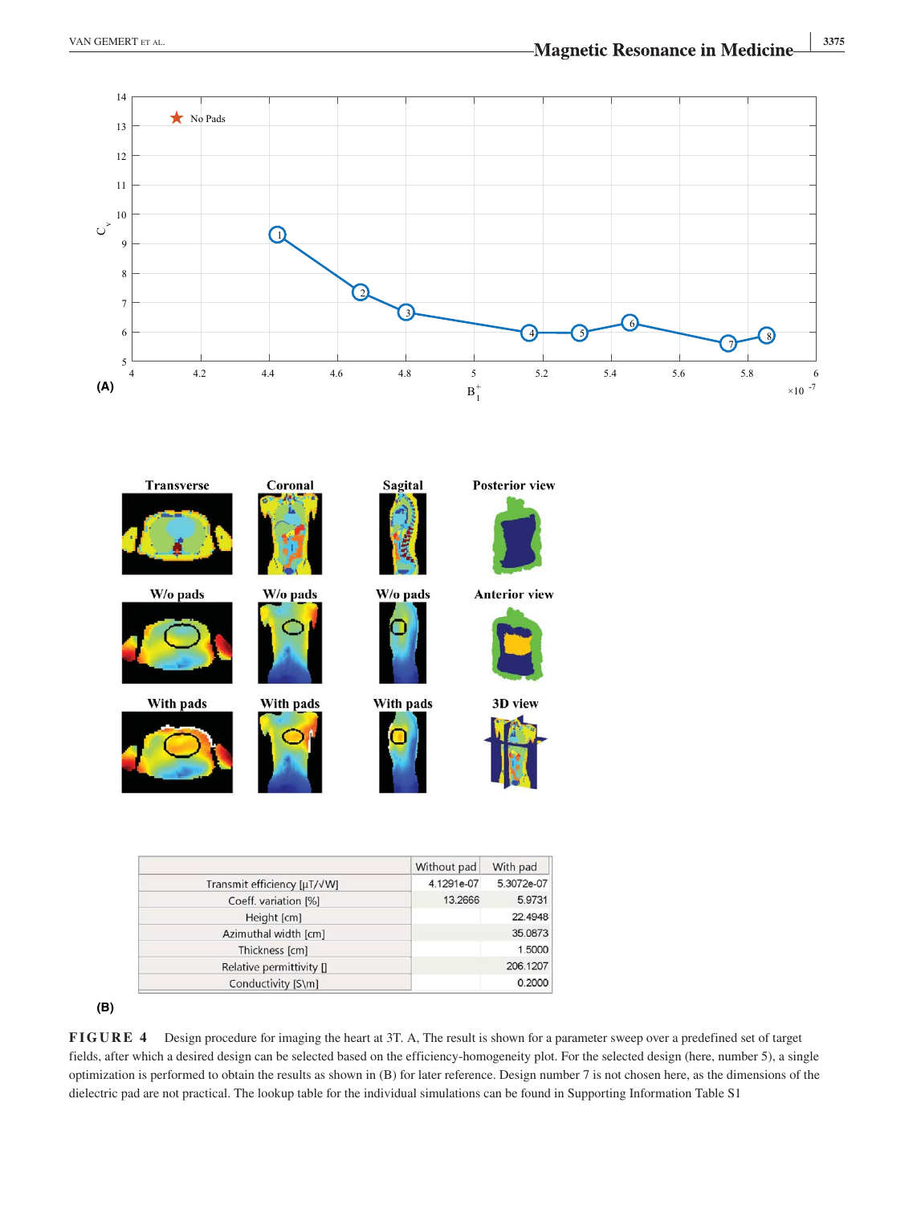14

13

12

11

10

9

8

7

6

5

$C_v$

No Pads

1 2 3 4 5 6 7 8

4 4.2 4.4 4.6 4.8 5 5.2 5.4 5.6 5.8 6

$B_1^+$

$\times 10^{-7}$

**(A)**

Transverse Coronal Sagital Posterior view

W/o pads W/o pads W/o pads Anterior view

With pads With pads With pads 3D view

| | Without pad | With pad |
|---|---|---|
| Transmit efficiency [µT/√W] | 4.1291e-07 | 5.3072e-07 |
| Coeff. variation [%] | 13.2666 | 5.9731 |
| Height [cm] | | 22.4948 |
| Azimuthal width [cm] | | 35.0873 |
| Thickness [cm] | | 1.5000 |
| Relative permittivity [] | | 206.1207 |
| Conductivity [S\m] | | 0.2000 |

**(B)**

**FIGURE 4** Design procedure for imaging the heart at 3T. A, The result is shown for a parameter sweep over a predefined set of target fields, after which a desired design can be selected based on the efficiency-homogeneity plot. For the selected design (here, number 5), a single optimization is performed to obtain the results as shown in (B) for later reference. Design number 7 is not chosen here, as the dimensions of the dielectric pad are not practical. The lookup table for the individual simulations can be found in Supporting Information Table S1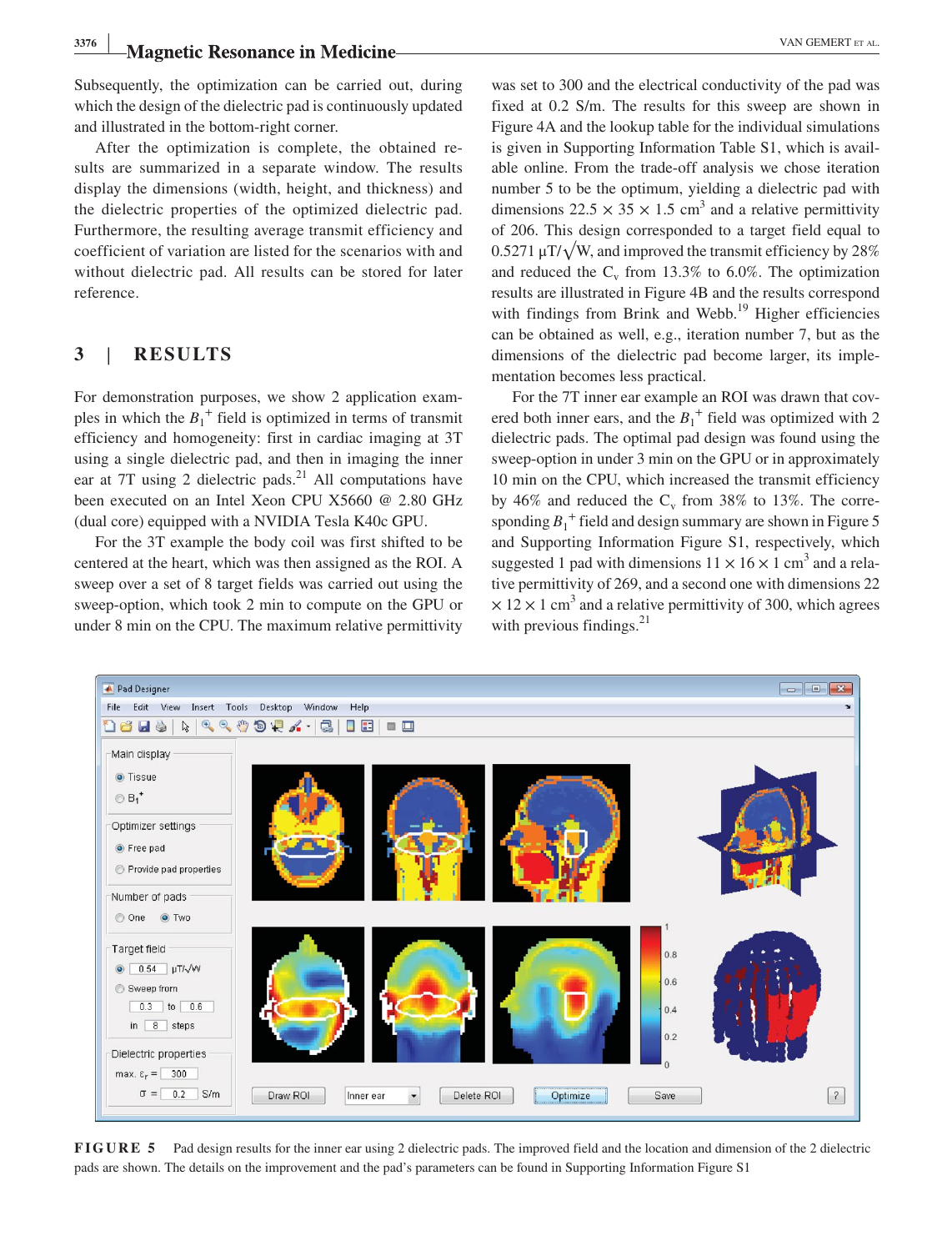Subsequently, the optimization can be carried out, during which the design of the dielectric pad is continuously updated and illustrated in the bottom-right corner.

After the optimization is complete, the obtained results are summarized in a separate window. The results display the dimensions (width, height, and thickness) and the dielectric properties of the optimized dielectric pad. Furthermore, the resulting average transmit efficiency and coefficient of variation are listed for the scenarios with and without dielectric pad. All results can be stored for later reference.

## 3 | RESULTS

For demonstration purposes, we show 2 application examples in which the $B_1^+$ field is optimized in terms of transmit efficiency and homogeneity: first in cardiac imaging at 3T using a single dielectric pad, and then in imaging the inner ear at 7T using 2 dielectric pads.[21] All computations have been executed on an Intel Xeon CPU X5660 @ 2.80 GHz (dual core) equipped with a NVIDIA Tesla K40c GPU.

For the 3T example the body coil was first shifted to be centered at the heart, which was then assigned as the ROI. A sweep over a set of 8 target fields was carried out using the sweep-option, which took 2 min to compute on the GPU or under 8 min on the CPU. The maximum relative permittivity was set to 300 and the electrical conductivity of the pad was fixed at 0.2 S/m. The results for this sweep are shown in Figure 4A and the lookup table for the individual simulations is given in Supporting Information Table S1, which is available online. From the trade-off analysis we chose iteration number 5 to be the optimum, yielding a dielectric pad with dimensions $22.5 \times 35 \times 1.5$ cm$^3$ and a relative permittivity of 206. This design corresponded to a target field equal to 0.5271 $\mu T/\sqrt{W}$, and improved the transmit efficiency by 28% and reduced the $C_v$ from 13.3% to 6.0%. The optimization results are illustrated in Figure 4B and the results correspond with findings from Brink and Webb.[19] Higher efficiencies can be obtained as well, e.g., iteration number 7, but as the dimensions of the dielectric pad become larger, its implementation becomes less practical.

For the 7T inner ear example an ROI was drawn that covered both inner ears, and the $B_1^+$ field was optimized with 2 dielectric pads. The optimal pad design was found using the sweep-option in under 3 min on the GPU or in approximately 10 min on the CPU, which increased the transmit efficiency by 46% and reduced the $C_v$ from 38% to 13%. The corresponding $B_1^+$ field and design summary are shown in Figure 5 and Supporting Information Figure S1, respectively, which suggested 1 pad with dimensions $11 \times 16 \times 1$ cm$^3$ and a relative permittivity of 269, and a second one with dimensions $22 \times 12 \times 1$ cm$^3$ and a relative permittivity of 300, which agrees with previous findings.[21]

**FIGURE 5** Pad design results for the inner ear using 2 dielectric pads. The improved field and the location and dimension of the 2 dielectric pads are shown. The details on the improvement and the pad's parameters can be found in Supporting Information Figure S1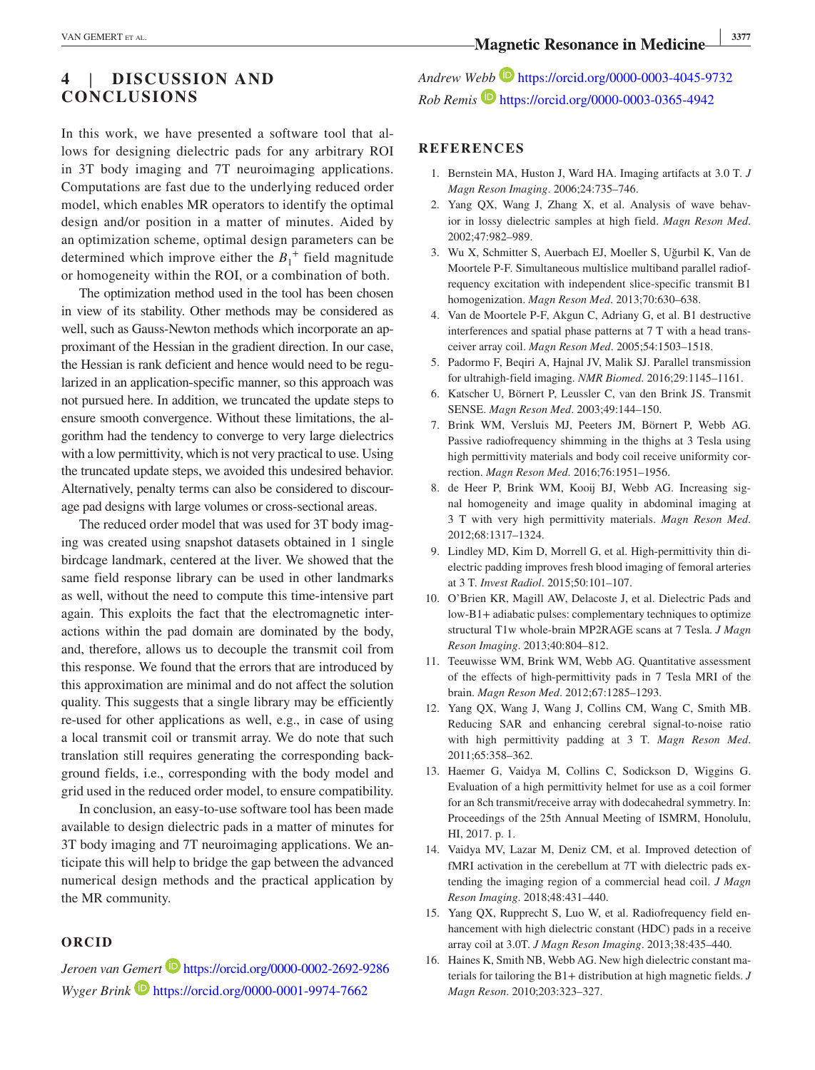## 4 | DISCUSSION AND CONCLUSIONS

In this work, we have presented a software tool that allows for designing dielectric pads for any arbitrary ROI in 3T body imaging and 7T neuroimaging applications. Computations are fast due to the underlying reduced order model, which enables MR operators to identify the optimal design and/or position in a matter of minutes. Aided by an optimization scheme, optimal design parameters can be determined which improve either the $B_1^+$ field magnitude or homogeneity within the ROI, or a combination of both.

The optimization method used in the tool has been chosen in view of its stability. Other methods may be considered as well, such as Gauss-Newton methods which incorporate an approximant of the Hessian in the gradient direction. In our case, the Hessian is rank deficient and hence would need to be regularized in an application-specific manner, so this approach was not pursued here. In addition, we truncated the update steps to ensure smooth convergence. Without these limitations, the algorithm had the tendency to converge to very large dielectrics with a low permittivity, which is not very practical to use. Using the truncated update steps, we avoided this undesired behavior. Alternatively, penalty terms can also be considered to discourage pad designs with large volumes or cross-sectional areas.

The reduced order model that was used for 3T body imaging was created using snapshot datasets obtained in 1 single birdcage landmark, centered at the liver. We showed that the same field response library can be used in other landmarks as well, without the need to compute this time-intensive part again. This exploits the fact that the electromagnetic interactions within the pad domain are dominated by the body, and, therefore, allows us to decouple the transmit coil from this response. We found that the errors that are introduced by this approximation are minimal and do not affect the solution quality. This suggests that a single library may be efficiently re-used for other applications as well, e.g., in case of using a local transmit coil or transmit array. We do note that such translation still requires generating the corresponding background fields, i.e., corresponding with the body model and grid used in the reduced order model, to ensure compatibility.

In conclusion, an easy-to-use software tool has been made available to design dielectric pads in a matter of minutes for 3T body imaging and 7T neuroimaging applications. We anticipate this will help to bridge the gap between the advanced numerical design methods and the practical application by the MR community.

## ORCID

*Jeroen van Gemert* https://orcid.org/0000-0002-2692-9286
*Wyger Brink* https://orcid.org/0000-0001-9974-7662
*Andrew Webb* https://orcid.org/0000-0003-4045-9732
*Rob Remis* https://orcid.org/0000-0003-0365-4942

## REFERENCES

1. Bernstein MA, Huston J, Ward HA. Imaging artifacts at 3.0 T. *J Magn Reson Imaging*. 2006;24:735–746.
2. Yang QX, Wang J, Zhang X, et al. Analysis of wave behavior in lossy dielectric samples at high field. *Magn Reson Med*. 2002;47:982–989.
3. Wu X, Schmitter S, Auerbach EJ, Moeller S, Uğurbil K, Van de Moortele P-F. Simultaneous multislice multiband parallel radiofrequency excitation with independent slice-specific transmit B1 homogenization. *Magn Reson Med*. 2013;70:630–638.
4. Van de Moortele P-F, Akgun C, Adriany G, et al. B1 destructive interferences and spatial phase patterns at 7 T with a head transceiver array coil. *Magn Reson Med*. 2005;54:1503–1518.
5. Padormo F, Beqiri A, Hajnal JV, Malik SJ. Parallel transmission for ultrahigh-field imaging. *NMR Biomed*. 2016;29:1145–1161.
6. Katscher U, Börnert P, Leussler C, van den Brink JS. Transmit SENSE. *Magn Reson Med*. 2003;49:144–150.
7. Brink WM, Versluis MJ, Peeters JM, Börnert P, Webb AG. Passive radiofrequency shimming in the thighs at 3 Tesla using high permittivity materials and body coil receive uniformity correction. *Magn Reson Med*. 2016;76:1951–1956.
8. de Heer P, Brink WM, Kooij BJ, Webb AG. Increasing signal homogeneity and image quality in abdominal imaging at 3 T with very high permittivity materials. *Magn Reson Med*. 2012;68:1317–1324.
9. Lindley MD, Kim D, Morrell G, et al. High-permittivity thin dielectric padding improves fresh blood imaging of femoral arteries at 3 T. *Invest Radiol*. 2015;50:101–107.
10. O'Brien KR, Magill AW, Delacoste J, et al. Dielectric Pads and low-B1+ adiabatic pulses: complementary techniques to optimize structural T1w whole-brain MP2RAGE scans at 7 Tesla. *J Magn Reson Imaging*. 2013;40:804–812.
11. Teeuwisse WM, Brink WM, Webb AG. Quantitative assessment of the effects of high-permittivity pads in 7 Tesla MRI of the brain. *Magn Reson Med*. 2012;67:1285–1293.
12. Yang QX, Wang J, Wang J, Collins CM, Wang C, Smith MB. Reducing SAR and enhancing cerebral signal-to-noise ratio with high permittivity padding at 3 T. *Magn Reson Med*. 2011;65:358–362.
13. Haemer G, Vaidya M, Collins C, Sodickson D, Wiggins G. Evaluation of a high permittivity helmet for use as a coil former for an 8ch transmit/receive array with dodecahedral symmetry. In: Proceedings of the 25th Annual Meeting of ISMRM, Honolulu, HI, 2017. p. 1.
14. Vaidya MV, Lazar M, Deniz CM, et al. Improved detection of fMRI activation in the cerebellum at 7T with dielectric pads extending the imaging region of a commercial head coil. *J Magn Reson Imaging*. 2018;48:431–440.
15. Yang QX, Rupprecht S, Luo W, et al. Radiofrequency field enhancement with high dielectric constant (HDC) pads in a receive array coil at 3.0T. *J Magn Reson Imaging*. 2013;38:435–440.
16. Haines K, Smith NB, Webb AG. New high dielectric constant materials for tailoring the B1+ distribution at high magnetic fields. *J Magn Reson*. 2010;203:323–327.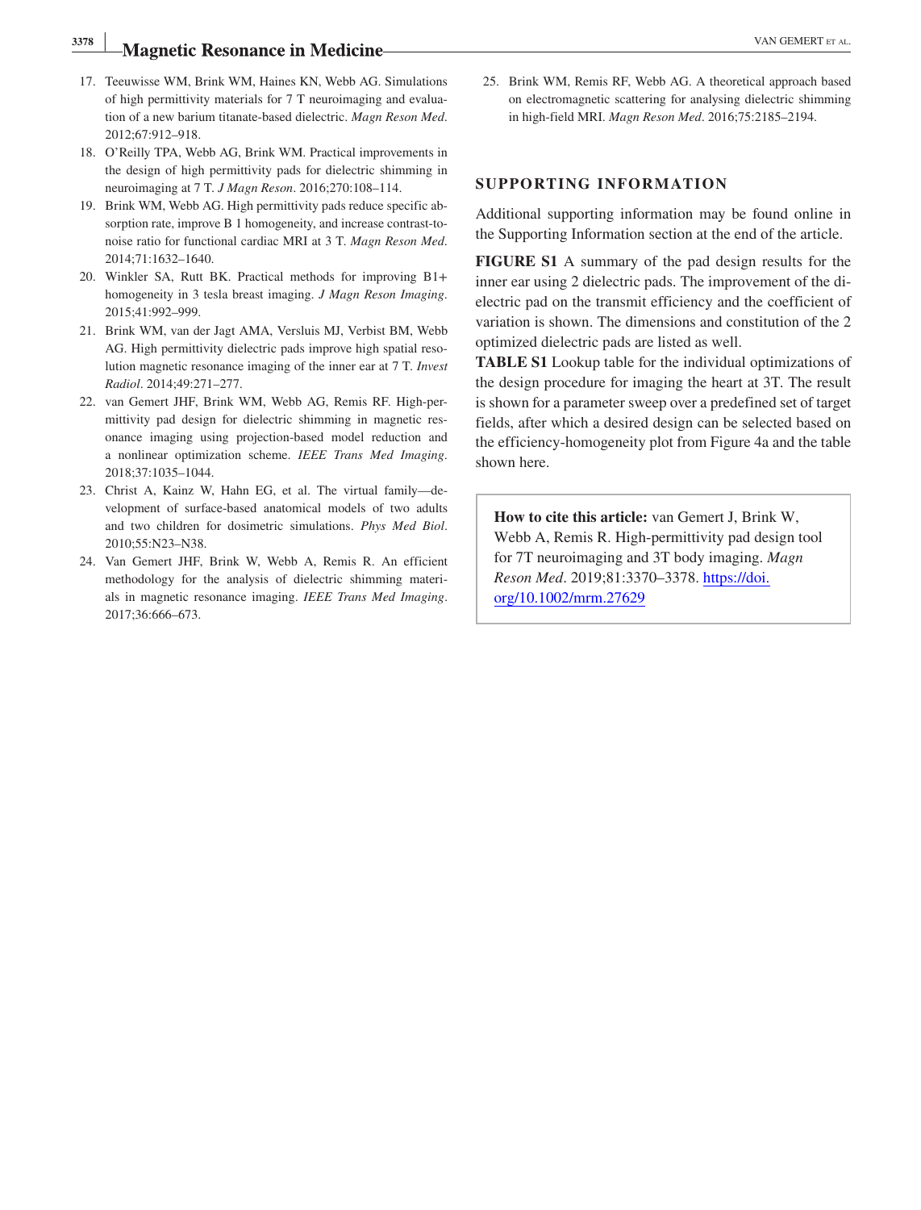17. Teeuwisse WM, Brink WM, Haines KN, Webb AG. Simulations of high permittivity materials for 7 T neuroimaging and evaluation of a new barium titanate-based dielectric. *Magn Reson Med*. 2012;67:912–918.
18. O'Reilly TPA, Webb AG, Brink WM. Practical improvements in the design of high permittivity pads for dielectric shimming in neuroimaging at 7 T. *J Magn Reson*. 2016;270:108–114.
19. Brink WM, Webb AG. High permittivity pads reduce specific absorption rate, improve B 1 homogeneity, and increase contrast-to-noise ratio for functional cardiac MRI at 3 T. *Magn Reson Med*. 2014;71:1632–1640.
20. Winkler SA, Rutt BK. Practical methods for improving B1+ homogeneity in 3 tesla breast imaging. *J Magn Reson Imaging*. 2015;41:992–999.
21. Brink WM, van der Jagt AMA, Versluis MJ, Verbist BM, Webb AG. High permittivity dielectric pads improve high spatial resolution magnetic resonance imaging of the inner ear at 7 T. *Invest Radiol*. 2014;49:271–277.
22. van Gemert JHF, Brink WM, Webb AG, Remis RF. High-permittivity pad design for dielectric shimming in magnetic resonance imaging using projection-based model reduction and a nonlinear optimization scheme. *IEEE Trans Med Imaging*. 2018;37:1035–1044.
23. Christ A, Kainz W, Hahn EG, et al. The virtual family—development of surface-based anatomical models of two adults and two children for dosimetric simulations. *Phys Med Biol*. 2010;55:N23–N38.
24. Van Gemert JHF, Brink W, Webb A, Remis R. An efficient methodology for the analysis of dielectric shimming materials in magnetic resonance imaging. *IEEE Trans Med Imaging*. 2017;36:666–673.
25. Brink WM, Remis RF, Webb AG. A theoretical approach based on electromagnetic scattering for analysing dielectric shimming in high-field MRI. *Magn Reson Med*. 2016;75:2185–2194.

## SUPPORTING INFORMATION

Additional supporting information may be found online in the Supporting Information section at the end of the article.

**FIGURE S1** A summary of the pad design results for the inner ear using 2 dielectric pads. The improvement of the dielectric pad on the transmit efficiency and the coefficient of variation is shown. The dimensions and constitution of the 2 optimized dielectric pads are listed as well.

**TABLE S1** Lookup table for the individual optimizations of the design procedure for imaging the heart at 3T. The result is shown for a parameter sweep over a predefined set of target fields, after which a desired design can be selected based on the efficiency-homogeneity plot from Figure 4a and the table shown here.

**How to cite this article:** van Gemert J, Brink W, Webb A, Remis R. High-permittivity pad design tool for 7T neuroimaging and 3T body imaging. *Magn Reson Med*. 2019;81:3370–3378. https://doi.org/10.1002/mrm.27629